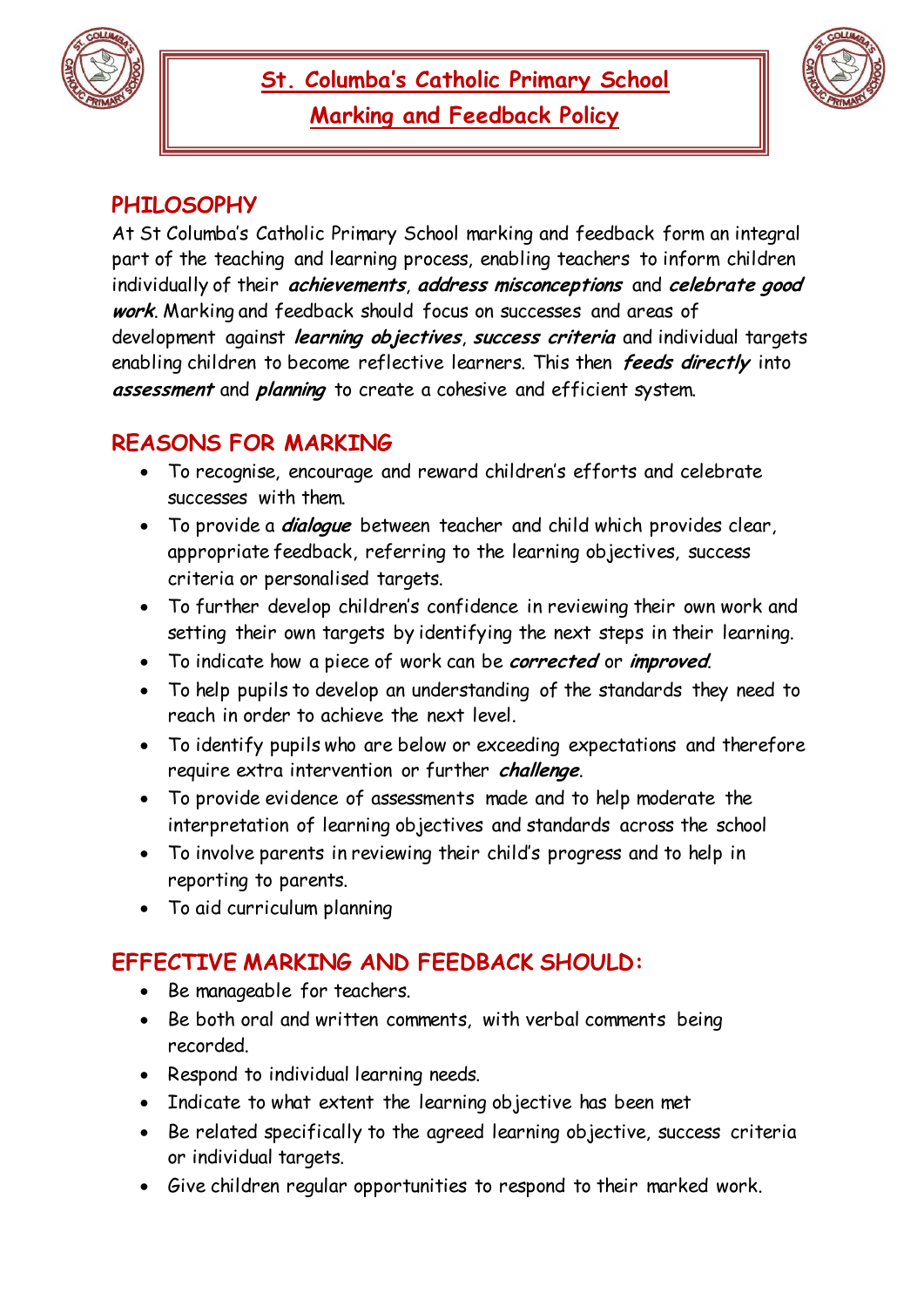# St. Columba's Catholic Primary School

# Marking and Feedback Policy

## PHILOSOPHY

At St Columba's Catholic Primary School marking and feedback form an integral part of the teaching and learning process, enabling teachers to inform children individually of their ***achievements***, ***address misconceptions*** and ***celebrate good work***. Marking and feedback should focus on successes and areas of development against ***learning objectives***, ***success criteria*** and individual targets enabling children to become reflective learners. This then ***feeds directly*** into ***assessment*** and ***planning*** to create a cohesive and efficient system.

## REASONS FOR MARKING

- To recognise, encourage and reward children's efforts and celebrate successes with them.
- To provide a ***dialogue*** between teacher and child which provides clear, appropriate feedback, referring to the learning objectives, success criteria or personalised targets.
- To further develop children's confidence in reviewing their own work and setting their own targets by identifying the next steps in their learning.
- To indicate how a piece of work can be ***corrected*** or ***improved***.
- To help pupils to develop an understanding of the standards they need to reach in order to achieve the next level.
- To identify pupils who are below or exceeding expectations and therefore require extra intervention or further ***challenge***.
- To provide evidence of assessments made and to help moderate the interpretation of learning objectives and standards across the school
- To involve parents in reviewing their child's progress and to help in reporting to parents.
- To aid curriculum planning

## EFFECTIVE MARKING AND FEEDBACK SHOULD:

- Be manageable for teachers.
- Be both oral and written comments, with verbal comments being recorded.
- Respond to individual learning needs.
- Indicate to what extent the learning objective has been met
- Be related specifically to the agreed learning objective, success criteria or individual targets.
- Give children regular opportunities to respond to their marked work.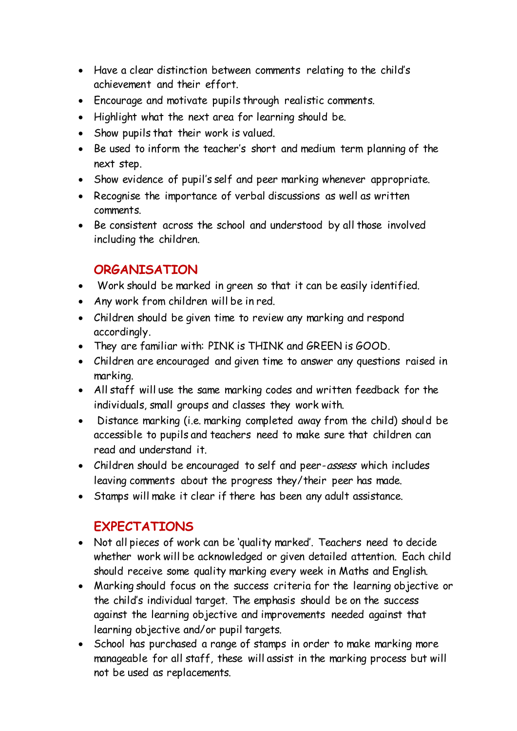- Have a clear distinction between comments relating to the child's achievement and their effort.
- Encourage and motivate pupils through realistic comments.
- Highlight what the next area for learning should be.
- Show pupils that their work is valued.
- Be used to inform the teacher's short and medium term planning of the next step.
- Show evidence of pupil's self and peer marking whenever appropriate.
- Recognise the importance of verbal discussions as well as written comments.
- Be consistent across the school and understood by all those involved including the children.

## ORGANISATION

- Work should be marked in green so that it can be easily identified.
- Any work from children will be in red.
- Children should be given time to review any marking and respond accordingly.
- They are familiar with: PINK is THINK and GREEN is GOOD.
- Children are encouraged and given time to answer any questions raised in marking.
- All staff will use the same marking codes and written feedback for the individuals, small groups and classes they work with.
- Distance marking (i.e. marking completed away from the child) should be accessible to pupils and teachers need to make sure that children can read and understand it.
- Children should be encouraged to self and peer-*assess* which includes leaving comments about the progress they/their peer has made.
- Stamps will make it clear if there has been any adult assistance.

## EXPECTATIONS

- Not all pieces of work can be 'quality marked'. Teachers need to decide whether work will be acknowledged or given detailed attention. Each child should receive some quality marking every week in Maths and English.
- Marking should focus on the success criteria for the learning objective or the child's individual target. The emphasis should be on the success against the learning objective and improvements needed against that learning objective and/or pupil targets.
- School has purchased a range of stamps in order to make marking more manageable for all staff, these will assist in the marking process but will not be used as replacements.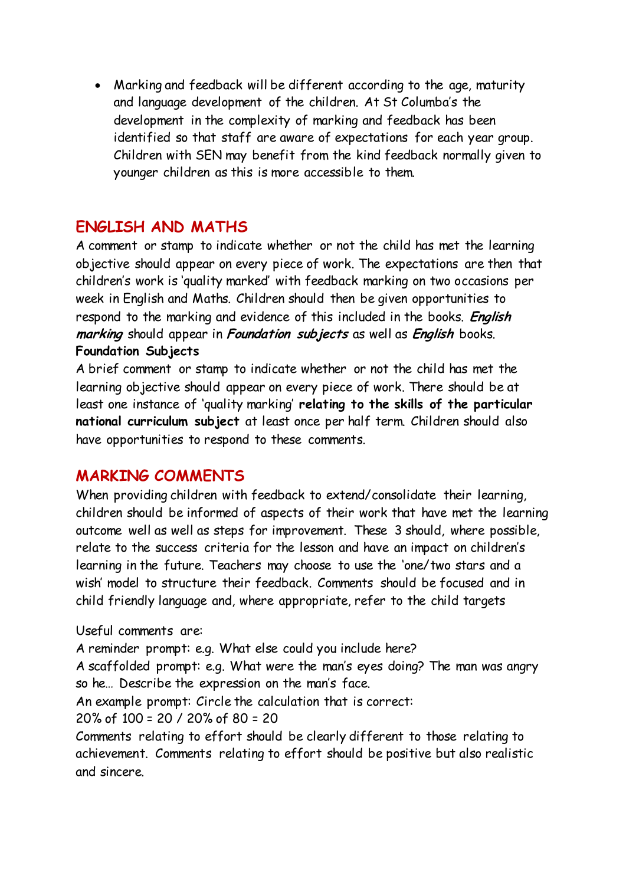- Marking and feedback will be different according to the age, maturity and language development of the children. At St Columba's the development in the complexity of marking and feedback has been identified so that staff are aware of expectations for each year group. Children with SEN may benefit from the kind feedback normally given to younger children as this is more accessible to them.

## ENGLISH AND MATHS

A comment or stamp to indicate whether or not the child has met the learning objective should appear on every piece of work. The expectations are then that children's work is 'quality marked' with feedback marking on two occasions per week in English and Maths. Children should then be given opportunities to respond to the marking and evidence of this included in the books. ***English marking*** should appear in ***Foundation subjects*** as well as ***English*** books.

**Foundation Subjects**

A brief comment or stamp to indicate whether or not the child has met the learning objective should appear on every piece of work. There should be at least one instance of 'quality marking' **relating to the skills of the particular national curriculum subject** at least once per half term. Children should also have opportunities to respond to these comments.

## MARKING COMMENTS

When providing children with feedback to extend/consolidate their learning, children should be informed of aspects of their work that have met the learning outcome well as well as steps for improvement. These 3 should, where possible, relate to the success criteria for the lesson and have an impact on children's learning in the future. Teachers may choose to use the 'one/two stars and a wish' model to structure their feedback. Comments should be focused and in child friendly language and, where appropriate, refer to the child targets

Useful comments are:
A reminder prompt: e.g. What else could you include here?
A scaffolded prompt: e.g. What were the man's eyes doing? The man was angry so he… Describe the expression on the man's face.
An example prompt: Circle the calculation that is correct:
20% of 100 = 20 / 20% of 80 = 20
Comments relating to effort should be clearly different to those relating to achievement. Comments relating to effort should be positive but also realistic and sincere.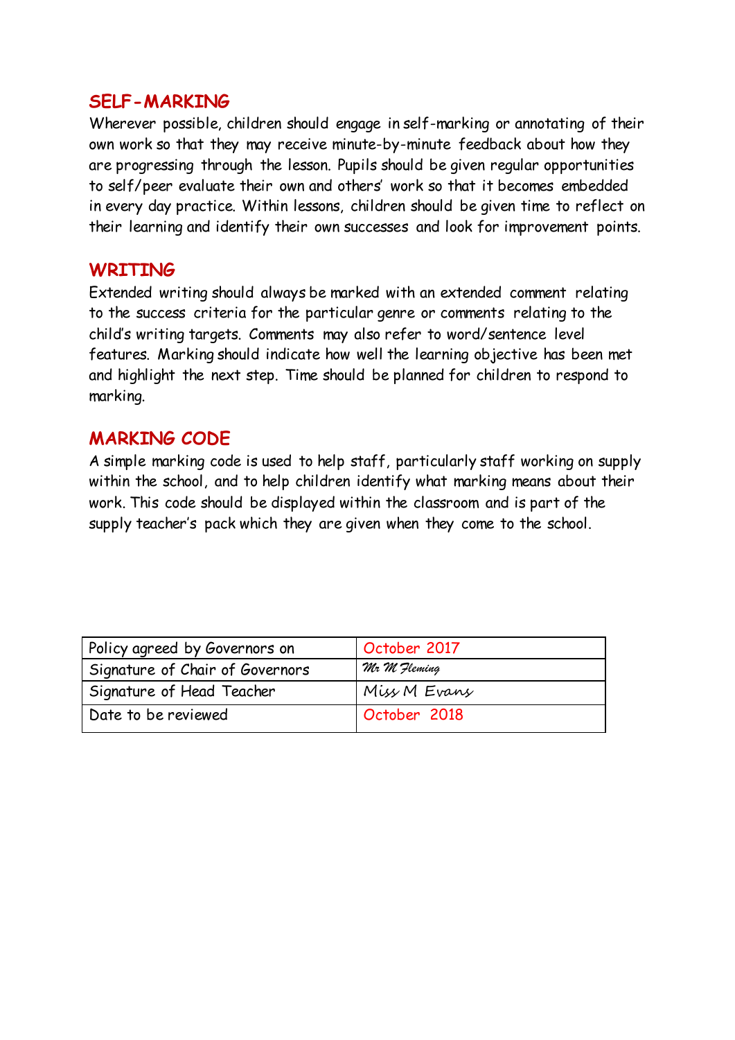## SELF-MARKING

Wherever possible, children should engage in self-marking or annotating of their own work so that they may receive minute-by-minute feedback about how they are progressing through the lesson. Pupils should be given regular opportunities to self/peer evaluate their own and others' work so that it becomes embedded in every day practice. Within lessons, children should be given time to reflect on their learning and identify their own successes and look for improvement points.

## WRITING

Extended writing should always be marked with an extended comment relating to the success criteria for the particular genre or comments relating to the child's writing targets. Comments may also refer to word/sentence level features. Marking should indicate how well the learning objective has been met and highlight the next step. Time should be planned for children to respond to marking.

## MARKING CODE

A simple marking code is used to help staff, particularly staff working on supply within the school, and to help children identify what marking means about their work. This code should be displayed within the classroom and is part of the supply teacher's pack which they are given when they come to the school.

| Policy agreed by Governors on | October 2017 |
|---|---|
| Signature of Chair of Governors | *Mr M Fleming* |
| Signature of Head Teacher | *Miss M Evans* |
| Date to be reviewed | October 2018 |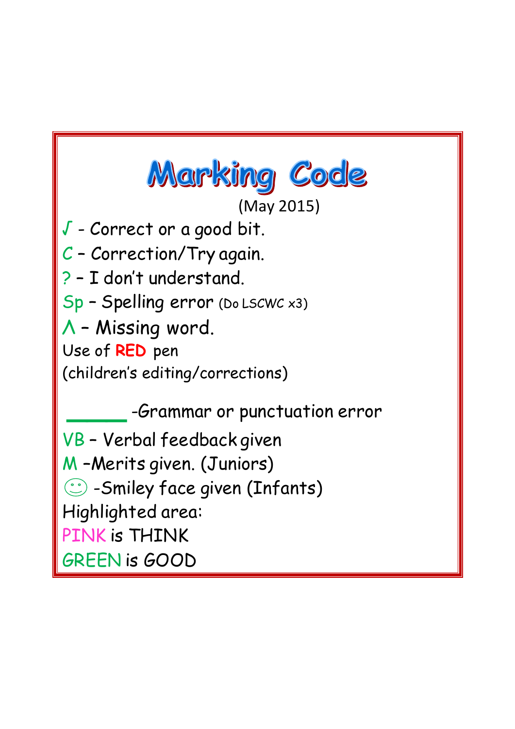# Marking Code

(May 2015)

√ - Correct or a good bit.

C – Correction/Try again.

? – I don't understand.

Sp – Spelling error (Do LSCWC x3)

Λ – Missing word.

Use of **RED** pen

(children's editing/corrections)

______ -Grammar or punctuation error

VB – Verbal feedback given

M –Merits given. (Juniors)

☺ -Smiley face given (Infants)

Highlighted area:

PINK is THINK

GREEN is GOOD